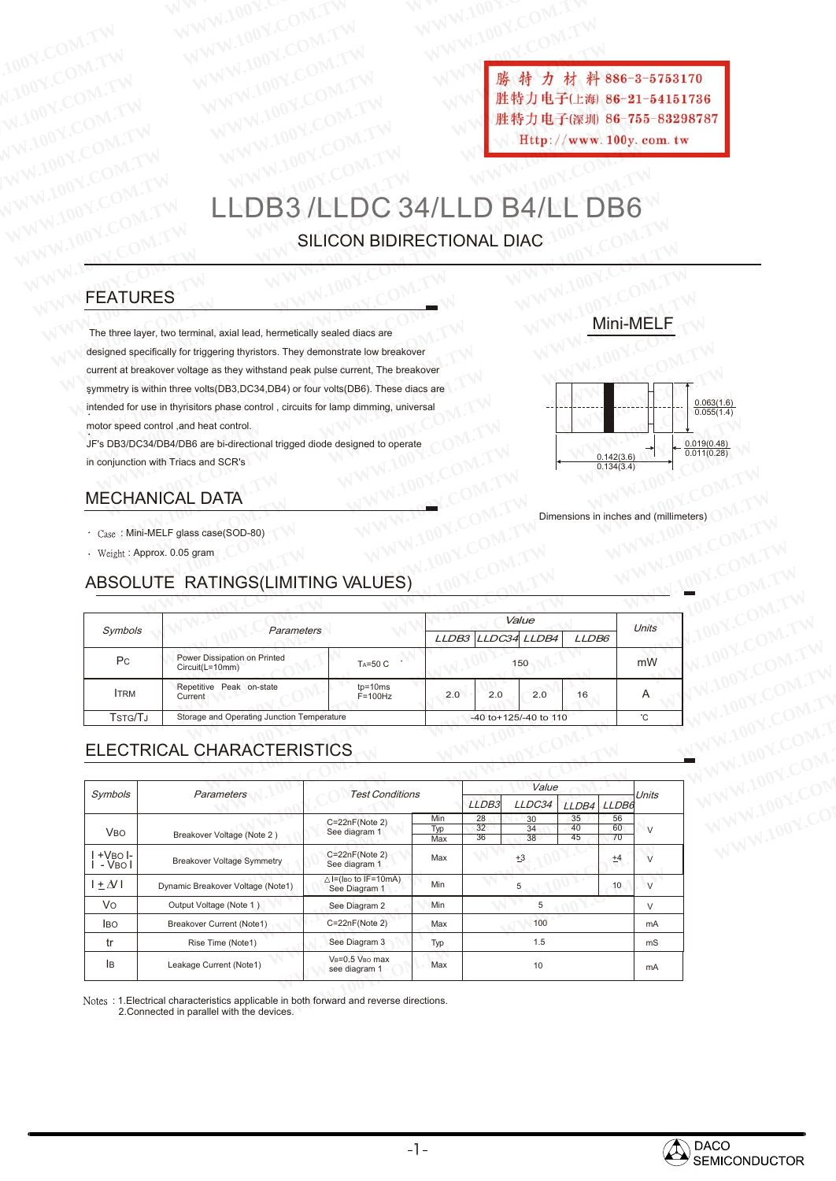勝特力材料 886-3-5753170
胜特力电子(上海) 86-21-54151736
胜特力电子(深圳) 86-755-83298787
Http://www.100y.com.tw

# LLDB3 /LLDC 34/LLD B4/LL DB6

## SILICON BIDIRECTIONAL DIAC

## FEATURES

The three layer, two terminal, axial lead, hermetically sealed diacs are designed specifically for triggering thyristors. They demonstrate low breakover current at breakover voltage as they withstand peak pulse current, The breakover symmetry is within three volts(DB3,DC34,DB4) or four volts(DB6). These diacs are intended for use in thyristors phase control , circuits for lamp dimming, universal motor speed control ,and heat control.

JF's DB3/DC34/DB4/DB6 are bi-directional trigged diode designed to operate in conjunction with Triacs and SCR's

### Mini-MELF

0.063(1.6)
0.055(1.4)

0.019(0.48)
0.011(0.28)

0.142(3.6)
0.134(3.4)

Dimensions in inches and (millimeters)

## MECHANICAL DATA

- Case : Mini-MELF glass case(SOD-80)
- Weight : Approx. 0.05 gram

## ABSOLUTE RATINGS(LIMITING VALUES)

| Symbols | Parameters | | Value | | | | Units |
|---|---|---|---|---|---|---|---|
| | | | LLDB3 | LLDC34 | LLDB4 | LLDB6 | |
| $P_C$ | Power Dissipation on Printed Circuit(L=10mm) | $T_A$=50 C | 150 | | | | mW |
| $I_{TRM}$ | Repetitive Peak on-state Current | tp=10ms F=100Hz | 2.0 | 2.0 | 2.0 | 16 | A |
| $T_{STG}/T_J$ | Storage and Operating Junction Temperature | | -40 to+125/-40 to 110 | | | | ℃ |

## ELECTRICAL CHARACTERISTICS

| Symbols | Parameters | Test Conditions | | Value | | | | Units |
|---|---|---|---|---|---|---|---|---|
| | | | | LLDB3 | LLDC34 | LLDB4 | LLDB6 | |
| $V_{BO}$ | Breakover Voltage (Note 2 ) | C=22nF(Note 2) See diagram 1 | Min | 28 | 30 | 35 | 56 | V |
| | | | Typ | 32 | 34 | 40 | 60 | |
| | | | Max | 36 | 38 | 45 | 70 | |
| $\vert +V_{BO}\vert - \vert -V_{BO}\vert$ | Breakover Voltage Symmetry | C=22nF(Note 2) See diagram 1 | Max | ±3 | | | ±4 | V |
| $\vert \pm \Delta V\vert$ | Dynamic Breakover Voltage (Note1) | △I=($I_{BO}$ to IF=10mA) See Diagram 1 | Min | 5 | | | 10 | V |
| $V_O$ | Output Voltage (Note 1 ) | See Diagram 2 | Min | 5 | | | | V |
| $I_{BO}$ | Breakover Current (Note1) | C=22nF(Note 2) | Max | 100 | | | | mA |
| tr | Rise Time (Note1) | See Diagram 3 | Typ | 1.5 | | | | mS |
| $I_B$ | Leakage Current (Note1) | $V_B$=0.5 $V_{BO}$ max see diagram 1 | Max | 10 | | | | mA |

Notes : 1.Electrical characteristics applicable in both forward and reverse directions.
2.Connected in parallel with the devices.

DACO SEMICONDUCTOR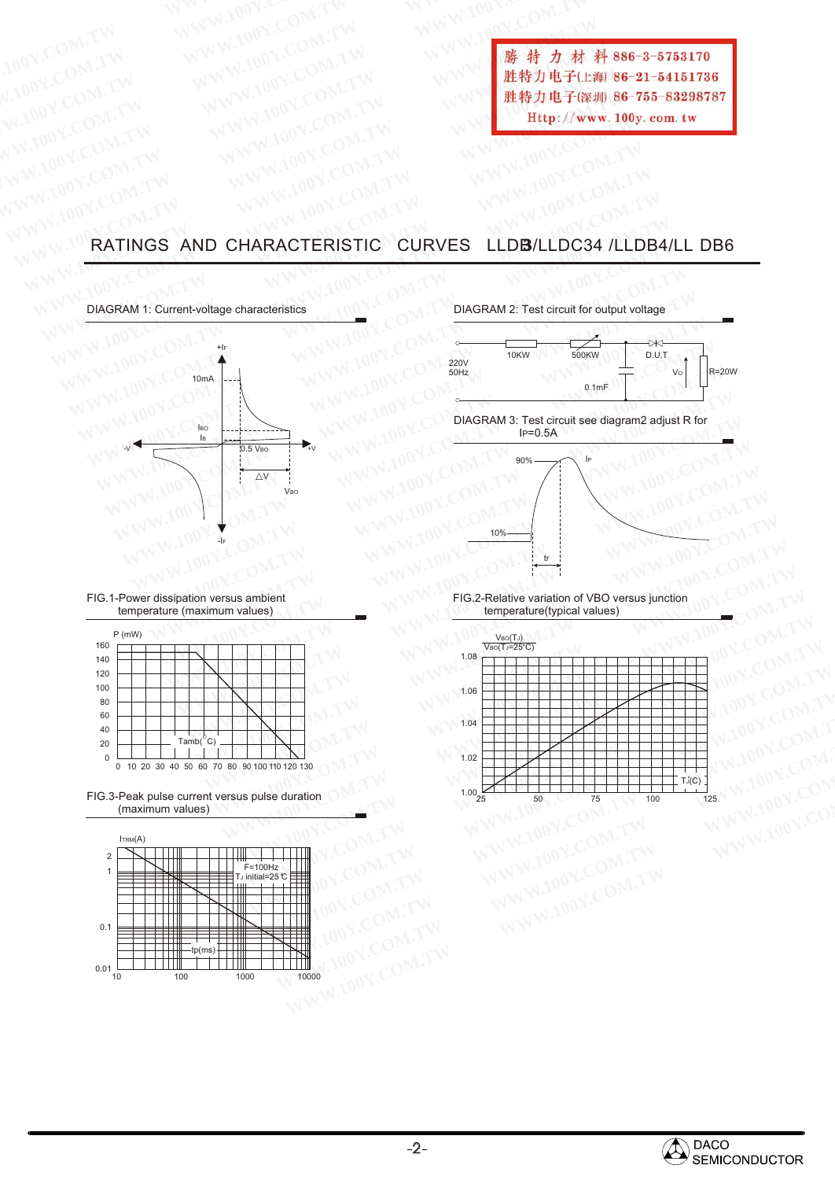勝 特 力 材 料 886-3-5753170
胜特力电子(上海) 86-21-54151736
胜特力电子(深圳) 86-755-83298787
Http://www.100y.com.tw

# RATINGS AND CHARACTERISTIC CURVES LLDB3/LLDC34 /LLDB4/LL DB6

DIAGRAM 1: Current-voltage characteristics

+IF
10mA
IBO
IB
-V
0.5 VBO
+V
△V
VBO
-IF

DIAGRAM 2: Test circuit for output voltage

220V
50Hz
10KW
500KW
D.U.T
0.1mF
Vo
R=20W

DIAGRAM 3: Test circuit see diagram2 adjust R for IP=0.5A

90%
IP
10%
tr

FIG.1-Power dissipation versus ambient temperature (maximum values)

P (mW)
160
140
120
100
80
60
40
20
0
Tamb(°C)
0 10 20 30 40 50 60 70 80 90 100 110 120 130

FIG.2-Relative variation of VBO versus junction temperature(typical values)

VBO(TJ) / VBO(TJ=25°C)
1.08
1.06
1.04
1.02
1.00
TJ(C)
25 50 75 100 125

FIG.3-Peak pulse current versus pulse duration (maximum values)

ITRM(A)
2
1
0.1
0.01
F=100Hz
TJ initial=25°C
tp(ms)
10 100 1000 10000

DACO SEMICONDUCTOR